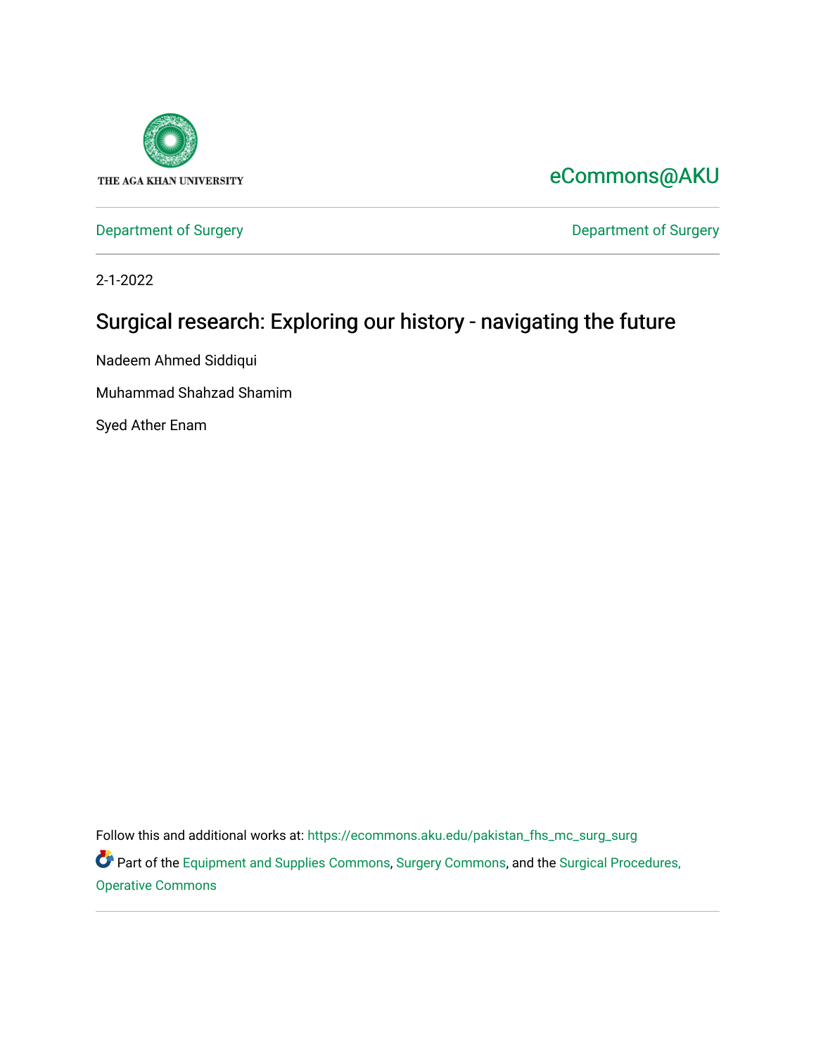THE AGA KHAN UNIVERSITY

eCommons@AKU

Department of Surgery

Department of Surgery

2-1-2022

# Surgical research: Exploring our history - navigating the future

Nadeem Ahmed Siddiqui

Muhammad Shahzad Shamim

Syed Ather Enam

Follow this and additional works at: https://ecommons.aku.edu/pakistan_fhs_mc_surg_surg

Part of the Equipment and Supplies Commons, Surgery Commons, and the Surgical Procedures, Operative Commons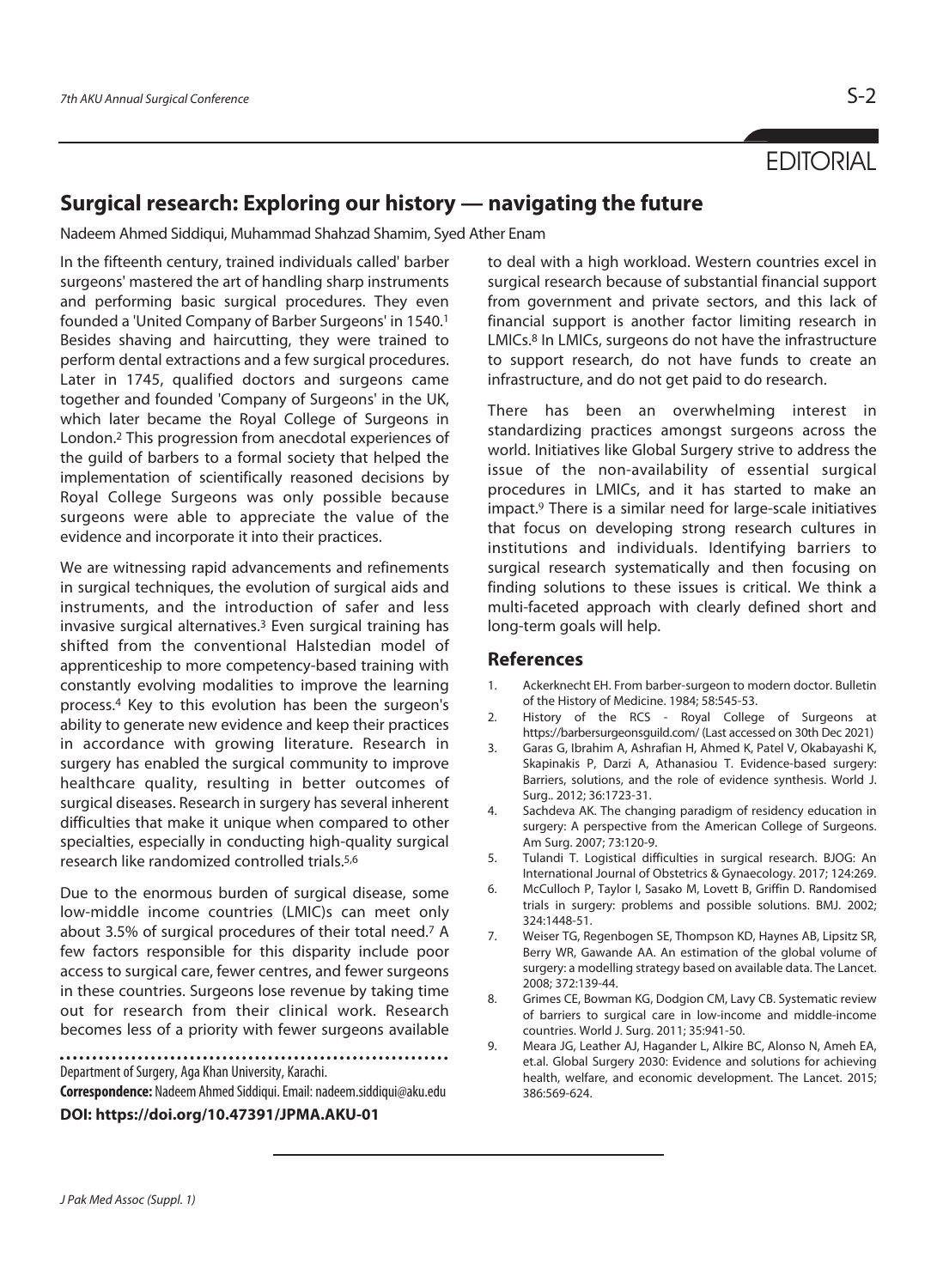EDITORIAL

# Surgical research: Exploring our history — navigating the future

Nadeem Ahmed Siddiqui, Muhammad Shahzad Shamim, Syed Ather Enam

In the fifteenth century, trained individuals called' barber surgeons' mastered the art of handling sharp instruments and performing basic surgical procedures. They even founded a 'United Company of Barber Surgeons' in 1540.[1] Besides shaving and haircutting, they were trained to perform dental extractions and a few surgical procedures. Later in 1745, qualified doctors and surgeons came together and founded 'Company of Surgeons' in the UK, which later became the Royal College of Surgeons in London.[2] This progression from anecdotal experiences of the guild of barbers to a formal society that helped the implementation of scientifically reasoned decisions by Royal College Surgeons was only possible because surgeons were able to appreciate the value of the evidence and incorporate it into their practices.

We are witnessing rapid advancements and refinements in surgical techniques, the evolution of surgical aids and instruments, and the introduction of safer and less invasive surgical alternatives.[3] Even surgical training has shifted from the conventional Halstedian model of apprenticeship to more competency-based training with constantly evolving modalities to improve the learning process.[4] Key to this evolution has been the surgeon's ability to generate new evidence and keep their practices in accordance with growing literature. Research in surgery has enabled the surgical community to improve healthcare quality, resulting in better outcomes of surgical diseases. Research in surgery has several inherent difficulties that make it unique when compared to other specialties, especially in conducting high-quality surgical research like randomized controlled trials.[5,6]

Due to the enormous burden of surgical disease, some low-middle income countries (LMIC)s can meet only about 3.5% of surgical procedures of their total need.[7] A few factors responsible for this disparity include poor access to surgical care, fewer centres, and fewer surgeons in these countries. Surgeons lose revenue by taking time out for research from their clinical work. Research becomes less of a priority with fewer surgeons available to deal with a high workload. Western countries excel in surgical research because of substantial financial support from government and private sectors, and this lack of financial support is another factor limiting research in LMICs.[8] In LMICs, surgeons do not have the infrastructure to support research, do not have funds to create an infrastructure, and do not get paid to do research.

There has been an overwhelming interest in standardizing practices amongst surgeons across the world. Initiatives like Global Surgery strive to address the issue of the non-availability of essential surgical procedures in LMICs, and it has started to make an impact.[9] There is a similar need for large-scale initiatives that focus on developing strong research cultures in institutions and individuals. Identifying barriers to surgical research systematically and then focusing on finding solutions to these issues is critical. We think a multi-faceted approach with clearly defined short and long-term goals will help.

Department of Surgery, Aga Khan University, Karachi.

**Correspondence:** Nadeem Ahmed Siddiqui. Email: nadeem.siddiqui@aku.edu

**DOI: https://doi.org/10.47391/JPMA.AKU-01**

## References

1. Ackerknecht EH. From barber-surgeon to modern doctor. Bulletin of the History of Medicine. 1984; 58:545-53.
2. History of the RCS - Royal College of Surgeons at https://barbersurgeonsguild.com/ (Last accessed on 30th Dec 2021)
3. Garas G, Ibrahim A, Ashrafian H, Ahmed K, Patel V, Okabayashi K, Skapinakis P, Darzi A, Athanasiou T. Evidence-based surgery: Barriers, solutions, and the role of evidence synthesis. World J. Surg.. 2012; 36:1723-31.
4. Sachdeva AK. The changing paradigm of residency education in surgery: A perspective from the American College of Surgeons. Am Surg. 2007; 73:120-9.
5. Tulandi T. Logistical difficulties in surgical research. BJOG: An International Journal of Obstetrics & Gynaecology. 2017; 124:269.
6. McCulloch P, Taylor I, Sasako M, Lovett B, Griffin D. Randomised trials in surgery: problems and possible solutions. BMJ. 2002; 324:1448-51.
7. Weiser TG, Regenbogen SE, Thompson KD, Haynes AB, Lipsitz SR, Berry WR, Gawande AA. An estimation of the global volume of surgery: a modelling strategy based on available data. The Lancet. 2008; 372:139-44.
8. Grimes CE, Bowman KG, Dodgion CM, Lavy CB. Systematic review of barriers to surgical care in low-income and middle-income countries. World J. Surg. 2011; 35:941-50.
9. Meara JG, Leather AJ, Hagander L, Alkire BC, Alonso N, Ameh EA, et.al. Global Surgery 2030: Evidence and solutions for achieving health, welfare, and economic development. The Lancet. 2015; 386:569-624.